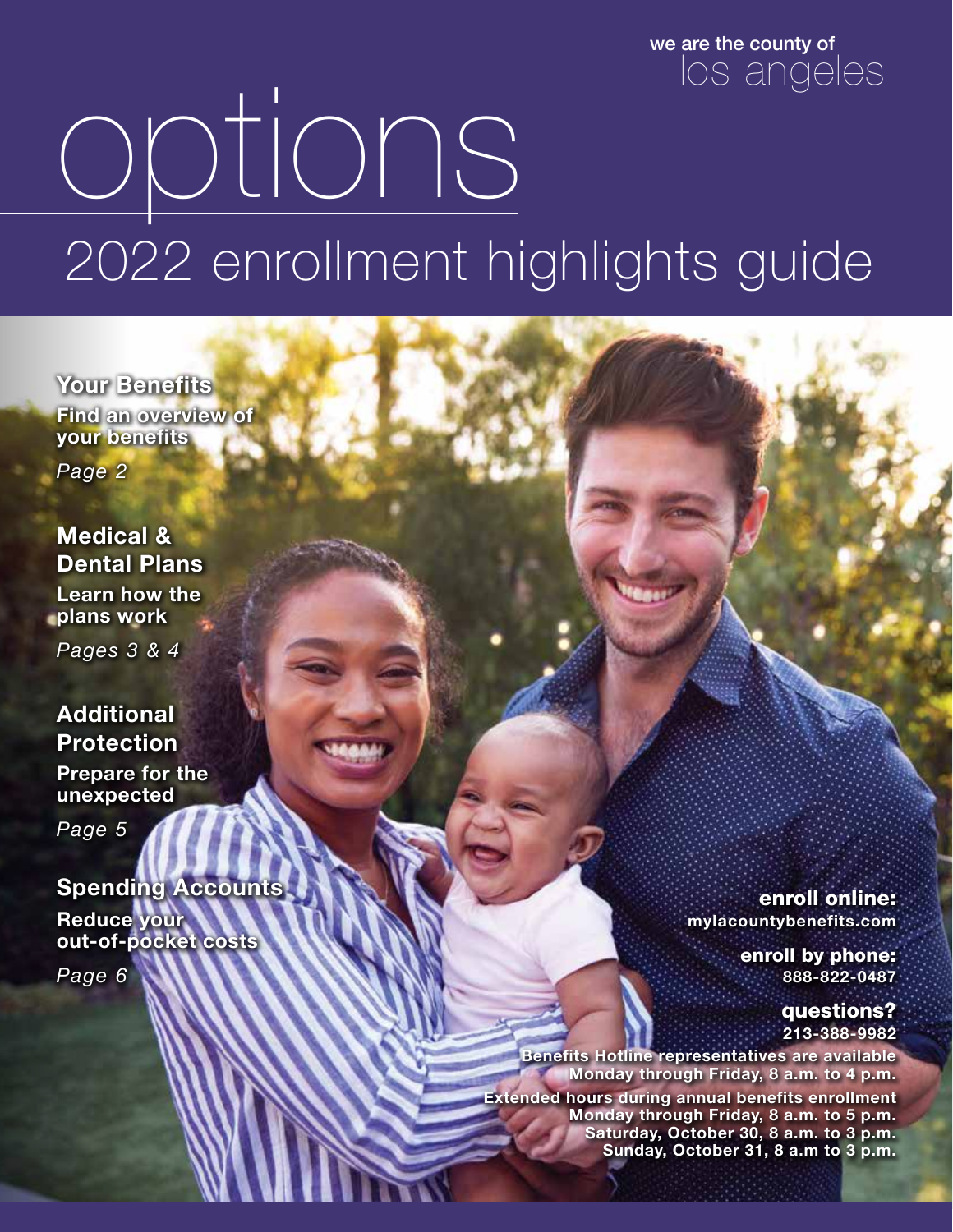we are the county of
los angeles

# options

## 2022 enrollment highlights guide

**Your Benefits**
**Find an overview of your benefits**
*Page 2*

**Medical & Dental Plans**
**Learn how the plans work**
*Pages 3 & 4*

**Additional Protection**
**Prepare for the unexpected**
*Page 5*

**Spending Accounts**
**Reduce your out-of-pocket costs**
*Page 6*

**enroll online:**
**mylacountybenefits.com**

**enroll by phone:**
**888-822-0487**

**questions?**
**213-388-9982**

**Benefits Hotline representatives are available Monday through Friday, 8 a.m. to 4 p.m.**

**Extended hours during annual benefits enrollment**
**Monday through Friday, 8 a.m. to 5 p.m.**
**Saturday, October 30, 8 a.m. to 3 p.m.**
**Sunday, October 31, 8 a.m to 3 p.m.**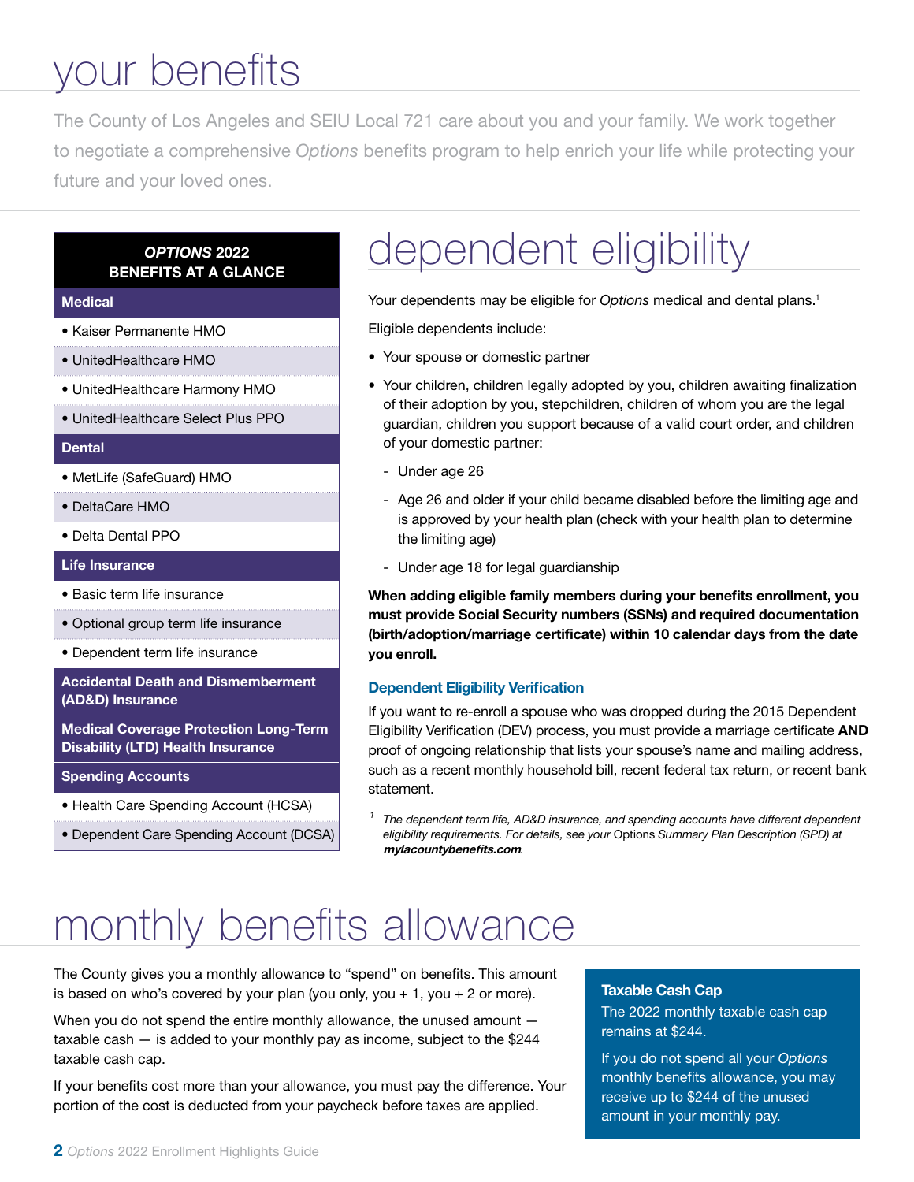# your benefits

The County of Los Angeles and SEIU Local 721 care about you and your family. We work together to negotiate a comprehensive *Options* benefits program to help enrich your life while protecting your future and your loved ones.

| ***OPTIONS* 2022 BENEFITS AT A GLANCE** |
|---|
| **Medical** |
| • Kaiser Permanente HMO |
| • UnitedHealthcare HMO |
| • UnitedHealthcare Harmony HMO |
| • UnitedHealthcare Select Plus PPO |
| **Dental** |
| • MetLife (SafeGuard) HMO |
| • DeltaCare HMO |
| • Delta Dental PPO |
| **Life Insurance** |
| • Basic term life insurance |
| • Optional group term life insurance |
| • Dependent term life insurance |
| **Accidental Death and Dismemberment (AD&D) Insurance** |
| **Medical Coverage Protection Long-Term Disability (LTD) Health Insurance** |
| **Spending Accounts** |
| • Health Care Spending Account (HCSA) |
| • Dependent Care Spending Account (DCSA) |

# dependent eligibility

Your dependents may be eligible for *Options* medical and dental plans.[1]

Eligible dependents include:

- Your spouse or domestic partner
- Your children, children legally adopted by you, children awaiting finalization of their adoption by you, stepchildren, children of whom you are the legal guardian, children you support because of a valid court order, and children of your domestic partner:
  - Under age 26
  - Age 26 and older if your child became disabled before the limiting age and is approved by your health plan (check with your health plan to determine the limiting age)
  - Under age 18 for legal guardianship

**When adding eligible family members during your benefits enrollment, you must provide Social Security numbers (SSNs) and required documentation (birth/adoption/marriage certificate) within 10 calendar days from the date you enroll.**

### Dependent Eligibility Verification

If you want to re-enroll a spouse who was dropped during the 2015 Dependent Eligibility Verification (DEV) process, you must provide a marriage certificate **AND** proof of ongoing relationship that lists your spouse's name and mailing address, such as a recent monthly household bill, recent federal tax return, or recent bank statement.

[1] *The dependent term life, AD&D insurance, and spending accounts have different dependent eligibility requirements. For details, see your* Options *Summary Plan Description (SPD) at* ***mylacountybenefits.com****.*

# monthly benefits allowance

The County gives you a monthly allowance to "spend" on benefits. This amount is based on who's covered by your plan (you only, you + 1, you + 2 or more).

When you do not spend the entire monthly allowance, the unused amount — taxable cash — is added to your monthly pay as income, subject to the $244 taxable cash cap.

If your benefits cost more than your allowance, you must pay the difference. Your portion of the cost is deducted from your paycheck before taxes are applied.

**Taxable Cash Cap**

The 2022 monthly taxable cash cap remains at $244.

If you do not spend all your *Options* monthly benefits allowance, you may receive up to $244 of the unused amount in your monthly pay.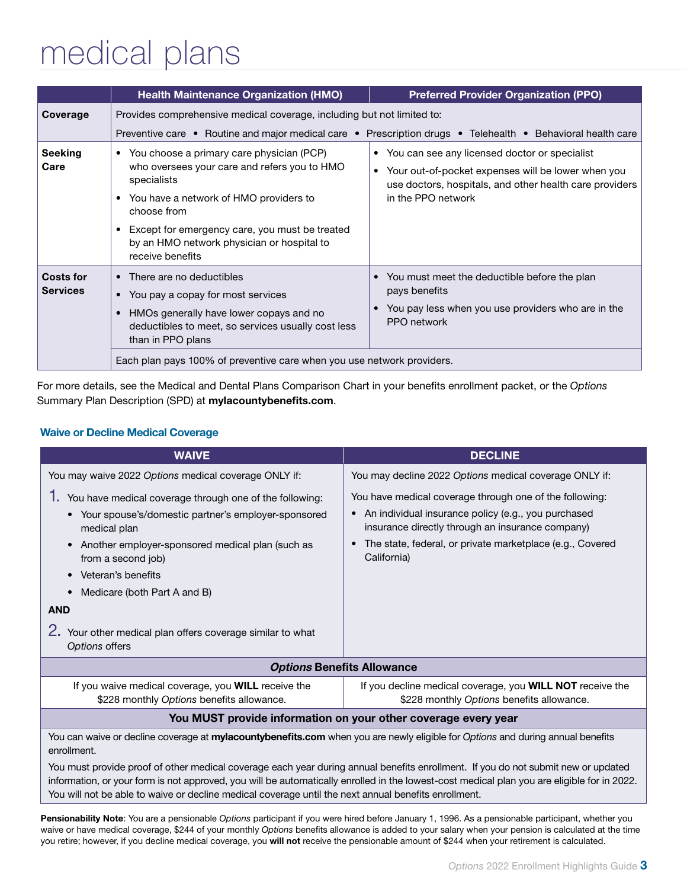# medical plans

| | Health Maintenance Organization (HMO) | Preferred Provider Organization (PPO) |
|---|---|---|
| **Coverage** | Provides comprehensive medical coverage, including but not limited to: Preventive care • Routine and major medical care • Prescription drugs • Telehealth • Behavioral health care | |
| **Seeking Care** | • You choose a primary care physician (PCP) who oversees your care and refers you to HMO specialists<br>• You have a network of HMO providers to choose from<br>• Except for emergency care, you must be treated by an HMO network physician or hospital to receive benefits | • You can see any licensed doctor or specialist<br>• Your out-of-pocket expenses will be lower when you use doctors, hospitals, and other health care providers in the PPO network |
| **Costs for Services** | • There are no deductibles<br>• You pay a copay for most services<br>• HMOs generally have lower copays and no deductibles to meet, so services usually cost less than in PPO plans | • You must meet the deductible before the plan pays benefits<br>• You pay less when you use providers who are in the PPO network |
| | Each plan pays 100% of preventive care when you use network providers. | |

For more details, see the Medical and Dental Plans Comparison Chart in your benefits enrollment packet, or the *Options* Summary Plan Description (SPD) at **mylacountybenefits.com**.

### Waive or Decline Medical Coverage

| WAIVE | DECLINE |
|---|---|
| You may waive 2022 *Options* medical coverage ONLY if:<br>1. You have medical coverage through one of the following:<br>• Your spouse's/domestic partner's employer-sponsored medical plan<br>• Another employer-sponsored medical plan (such as from a second job)<br>• Veteran's benefits<br>• Medicare (both Part A and B)<br>**AND**<br>2. Your other medical plan offers coverage similar to what *Options* offers | You may decline 2022 *Options* medical coverage ONLY if:<br>You have medical coverage through one of the following:<br>• An individual insurance policy (e.g., you purchased insurance directly through an insurance company)<br>• The state, federal, or private marketplace (e.g., Covered California) |
| ***Options* Benefits Allowance** | |
| If you waive medical coverage, you **WILL** receive the $228 monthly *Options* benefits allowance. | If you decline medical coverage, you **WILL NOT** receive the $228 monthly *Options* benefits allowance. |
| **You MUST provide information on your other coverage every year** | |
| You can waive or decline coverage at **mylacountybenefits.com** when you are newly eligible for *Options* and during annual benefits enrollment.<br>You must provide proof of other medical coverage each year during annual benefits enrollment. If you do not submit new or updated information, or your form is not approved, you will be automatically enrolled in the lowest-cost medical plan you are eligible for in 2022. You will not be able to waive or decline medical coverage until the next annual benefits enrollment. | |

**Pensionability Note**: You are a pensionable *Options* participant if you were hired before January 1, 1996. As a pensionable participant, whether you waive or have medical coverage, $244 of your monthly *Options* benefits allowance is added to your salary when your pension is calculated at the time you retire; however, if you decline medical coverage, you **will not** receive the pensionable amount of $244 when your retirement is calculated.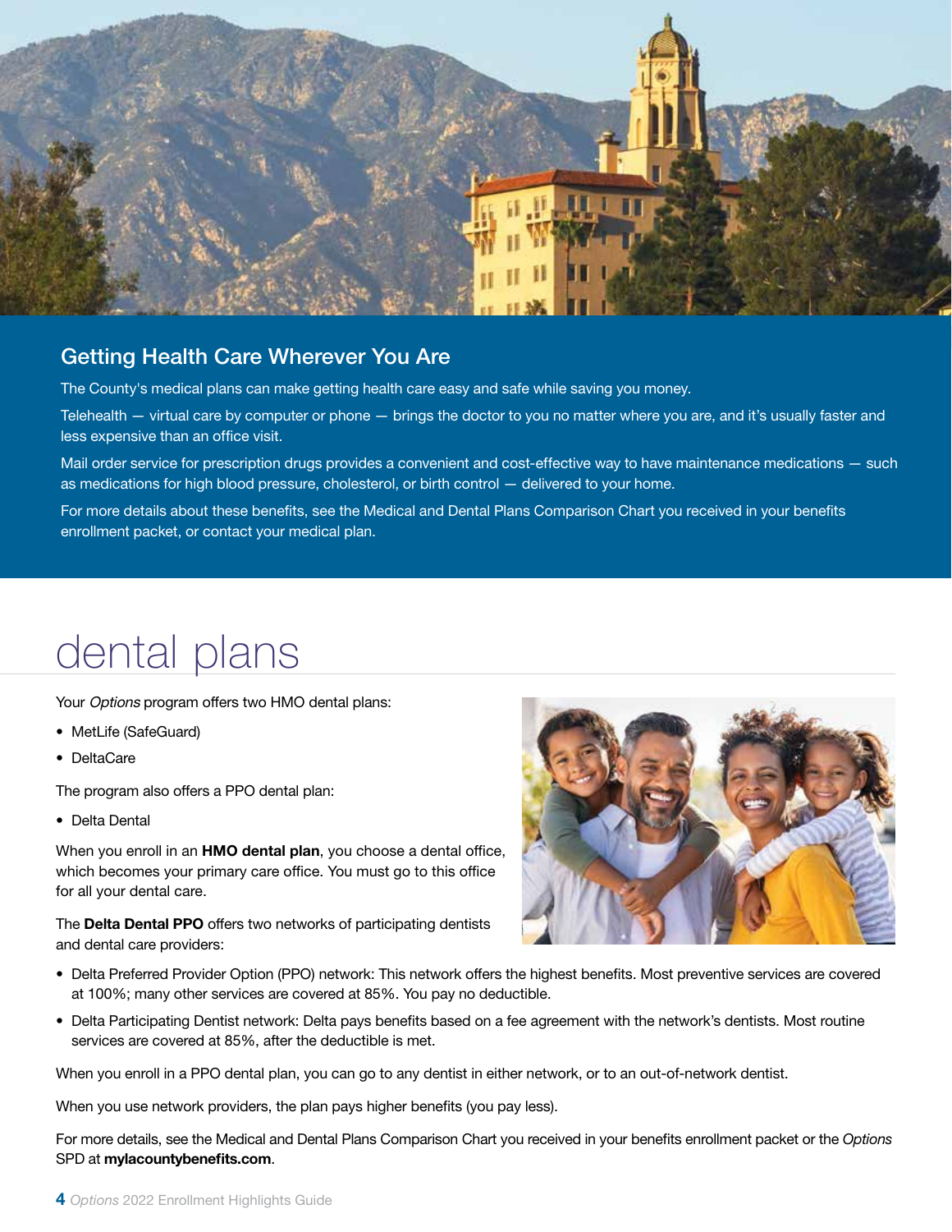## Getting Health Care Wherever You Are

The County's medical plans can make getting health care easy and safe while saving you money.

Telehealth — virtual care by computer or phone — brings the doctor to you no matter where you are, and it's usually faster and less expensive than an office visit.

Mail order service for prescription drugs provides a convenient and cost-effective way to have maintenance medications — such as medications for high blood pressure, cholesterol, or birth control — delivered to your home.

For more details about these benefits, see the Medical and Dental Plans Comparison Chart you received in your benefits enrollment packet, or contact your medical plan.

# dental plans

Your *Options* program offers two HMO dental plans:

- MetLife (SafeGuard)
- DeltaCare

The program also offers a PPO dental plan:

- Delta Dental

When you enroll in an **HMO dental plan**, you choose a dental office, which becomes your primary care office. You must go to this office for all your dental care.

The **Delta Dental PPO** offers two networks of participating dentists and dental care providers:

- Delta Preferred Provider Option (PPO) network: This network offers the highest benefits. Most preventive services are covered at 100%; many other services are covered at 85%. You pay no deductible.
- Delta Participating Dentist network: Delta pays benefits based on a fee agreement with the network's dentists. Most routine services are covered at 85%, after the deductible is met.

When you enroll in a PPO dental plan, you can go to any dentist in either network, or to an out-of-network dentist.

When you use network providers, the plan pays higher benefits (you pay less).

For more details, see the Medical and Dental Plans Comparison Chart you received in your benefits enrollment packet or the *Options* SPD at **mylacountybenefits.com**.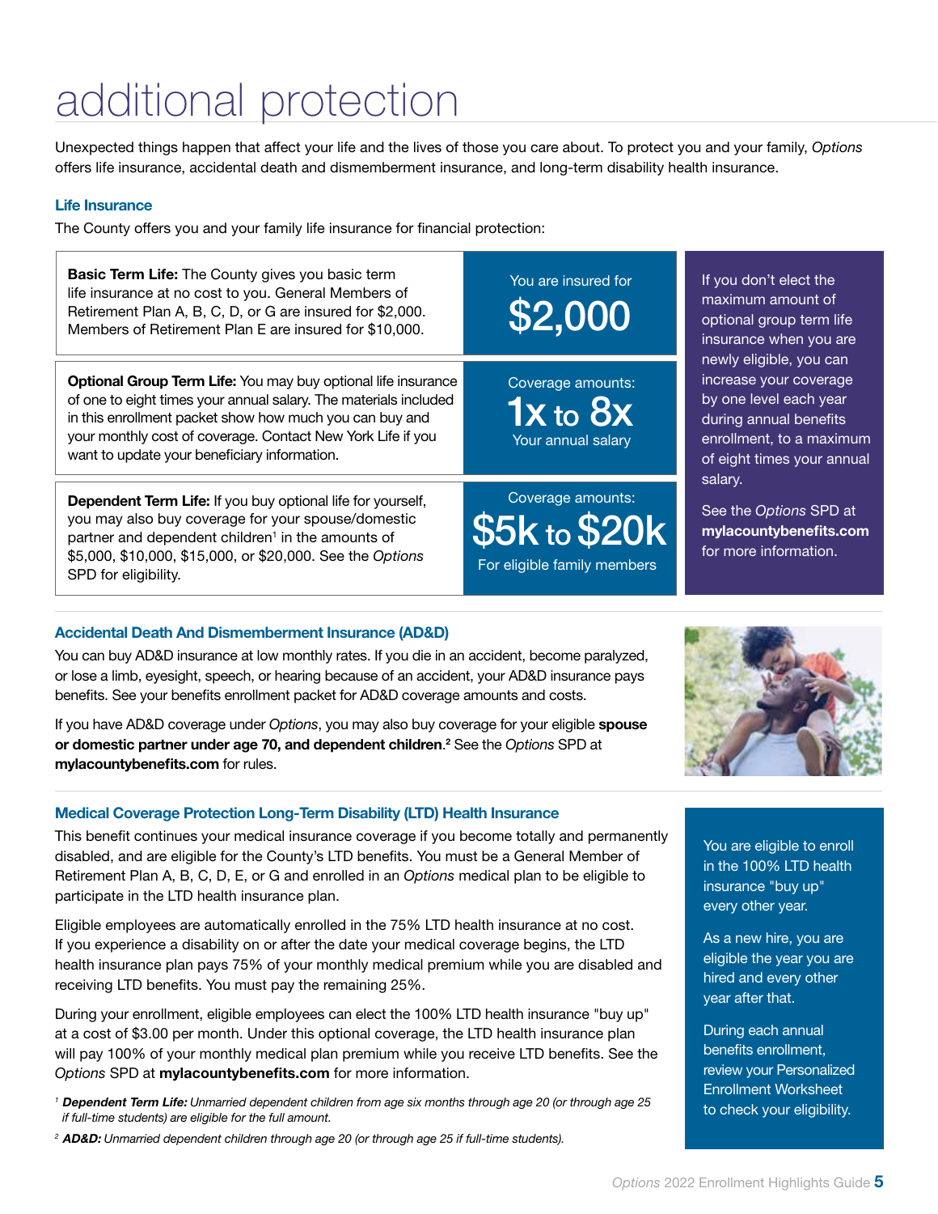# additional protection

Unexpected things happen that affect your life and the lives of those you care about. To protect you and your family, *Options* offers life insurance, accidental death and dismemberment insurance, and long-term disability health insurance.

### Life Insurance

The County offers you and your family life insurance for financial protection:

| | |
|---|---|
| **Basic Term Life:** The County gives you basic term life insurance at no cost to you. General Members of Retirement Plan A, B, C, D, or G are insured for $2,000. Members of Retirement Plan E are insured for $10,000. | You are insured for **$2,000** |
| **Optional Group Term Life:** You may buy optional life insurance of one to eight times your annual salary. The materials included in this enrollment packet show how much you can buy and your monthly cost of coverage. Contact New York Life if you want to update your beneficiary information. | Coverage amounts: **1x to 8x** Your annual salary |
| **Dependent Term Life:** If you buy optional life for yourself, you may also buy coverage for your spouse/domestic partner and dependent children[1] in the amounts of $5,000, $10,000, $15,000, or $20,000. See the *Options* SPD for eligibility. | Coverage amounts: **$5k to $20k** For eligible family members |

If you don't elect the maximum amount of optional group term life insurance when you are newly eligible, you can increase your coverage by one level each year during annual benefits enrollment, to a maximum of eight times your annual salary.

See the *Options* SPD at **mylacountybenefits.com** for more information.

### Accidental Death And Dismemberment Insurance (AD&D)

You can buy AD&D insurance at low monthly rates. If you die in an accident, become paralyzed, or lose a limb, eyesight, speech, or hearing because of an accident, your AD&D insurance pays benefits. See your benefits enrollment packet for AD&D coverage amounts and costs.

If you have AD&D coverage under *Options*, you may also buy coverage for your eligible **spouse or domestic partner under age 70, and dependent children**.[2] See the *Options* SPD at **mylacountybenefits.com** for rules.

### Medical Coverage Protection Long-Term Disability (LTD) Health Insurance

This benefit continues your medical insurance coverage if you become totally and permanently disabled, and are eligible for the County's LTD benefits. You must be a General Member of Retirement Plan A, B, C, D, E, or G and enrolled in an *Options* medical plan to be eligible to participate in the LTD health insurance plan.

Eligible employees are automatically enrolled in the 75% LTD health insurance at no cost. If you experience a disability on or after the date your medical coverage begins, the LTD health insurance plan pays 75% of your monthly medical premium while you are disabled and receiving LTD benefits. You must pay the remaining 25%.

During your enrollment, eligible employees can elect the 100% LTD health insurance "buy up" at a cost of $3.00 per month. Under this optional coverage, the LTD health insurance plan will pay 100% of your monthly medical plan premium while you receive LTD benefits. See the *Options* SPD at **mylacountybenefits.com** for more information.

You are eligible to enroll in the 100% LTD health insurance "buy up" every other year.

As a new hire, you are eligible the year you are hired and every other year after that.

During each annual benefits enrollment, review your Personalized Enrollment Worksheet to check your eligibility.

[1] ***Dependent Term Life:*** *Unmarried dependent children from age six months through age 20 (or through age 25 if full-time students) are eligible for the full amount.*

[2] ***AD&D:*** *Unmarried dependent children through age 20 (or through age 25 if full-time students).*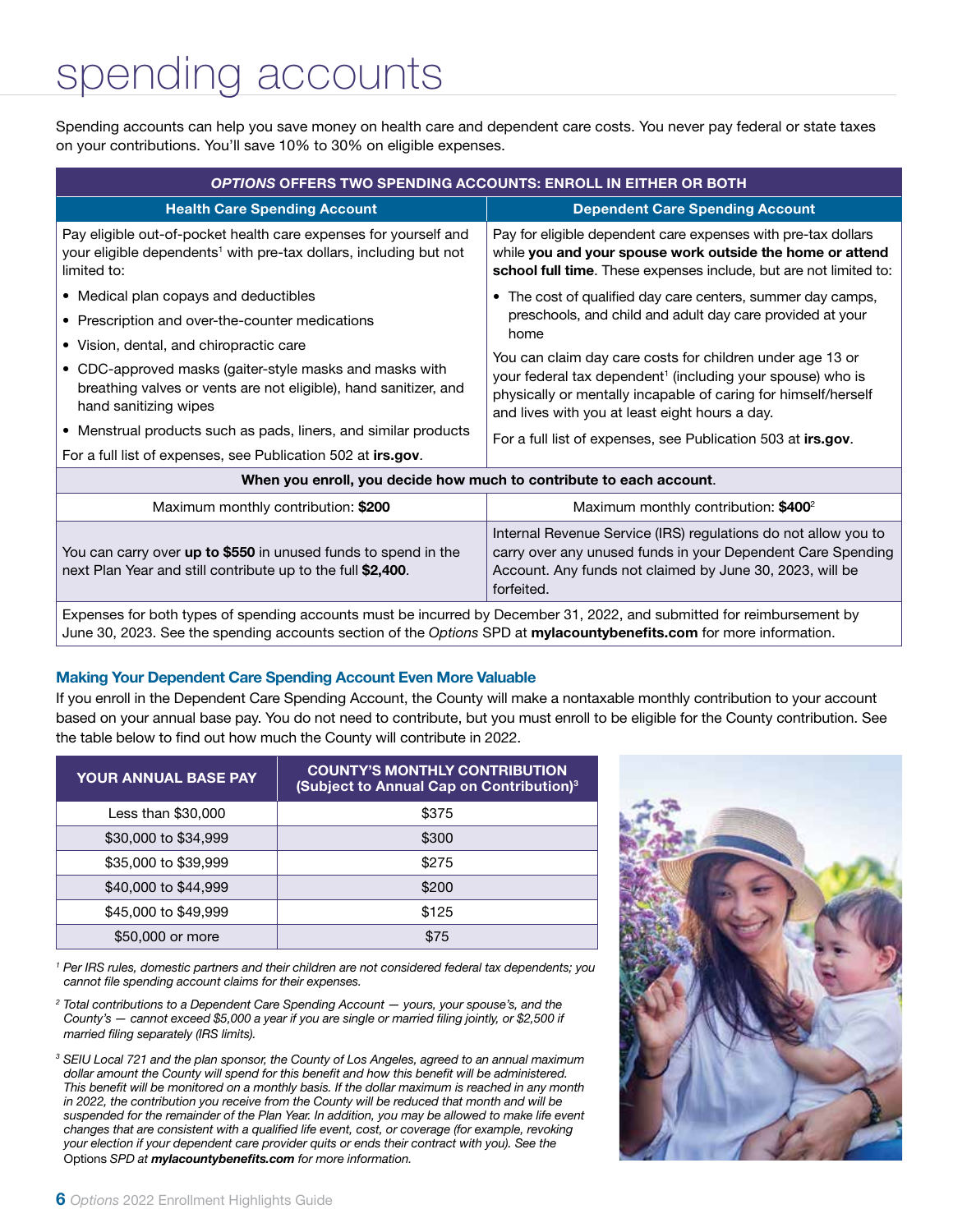# spending accounts

Spending accounts can help you save money on health care and dependent care costs. You never pay federal or state taxes on your contributions. You'll save 10% to 30% on eligible expenses.

| ***OPTIONS* OFFERS TWO SPENDING ACCOUNTS: ENROLL IN EITHER OR BOTH** | |
|---|---|
| **Health Care Spending Account** | **Dependent Care Spending Account** |
| Pay eligible out-of-pocket health care expenses for yourself and your eligible dependents[1] with pre-tax dollars, including but not limited to:<br>• Medical plan copays and deductibles<br>• Prescription and over-the-counter medications<br>• Vision, dental, and chiropractic care<br>• CDC-approved masks (gaiter-style masks and masks with breathing valves or vents are not eligible), hand sanitizer, and hand sanitizing wipes<br>• Menstrual products such as pads, liners, and similar products<br>For a full list of expenses, see Publication 502 at **irs.gov**. | Pay for eligible dependent care expenses with pre-tax dollars while **you and your spouse work outside the home or attend school full time**. These expenses include, but are not limited to:<br>• The cost of qualified day care centers, summer day camps, preschools, and child and adult day care provided at your home<br>You can claim day care costs for children under age 13 or your federal tax dependent[1] (including your spouse) who is physically or mentally incapable of caring for himself/herself and lives with you at least eight hours a day.<br>For a full list of expenses, see Publication 503 at **irs.gov**. |
| **When you enroll, you decide how much to contribute to each account.** | |
| Maximum monthly contribution: **$200** | Maximum monthly contribution: **$400**[2] |
| You can carry over **up to $550** in unused funds to spend in the next Plan Year and still contribute up to the full **$2,400**. | Internal Revenue Service (IRS) regulations do not allow you to carry over any unused funds in your Dependent Care Spending Account. Any funds not claimed by June 30, 2023, will be forfeited. |
| Expenses for both types of spending accounts must be incurred by December 31, 2022, and submitted for reimbursement by June 30, 2023. See the spending accounts section of the *Options* SPD at **mylacountybenefits.com** for more information. | |

### Making Your Dependent Care Spending Account Even More Valuable

If you enroll in the Dependent Care Spending Account, the County will make a nontaxable monthly contribution to your account based on your annual base pay. You do not need to contribute, but you must enroll to be eligible for the County contribution. See the table below to find out how much the County will contribute in 2022.

| YOUR ANNUAL BASE PAY | COUNTY'S MONTHLY CONTRIBUTION (Subject to Annual Cap on Contribution)[3] |
|---|---|
| Less than $30,000 | $375 |
| $30,000 to $34,999 | $300 |
| $35,000 to $39,999 | $275 |
| $40,000 to $44,999 | $200 |
| $45,000 to $49,999 | $125 |
| $50,000 or more | $75 |

*[1] Per IRS rules, domestic partners and their children are not considered federal tax dependents; you cannot file spending account claims for their expenses.*

*[2] Total contributions to a Dependent Care Spending Account — yours, your spouse's, and the County's — cannot exceed $5,000 a year if you are single or married filing jointly, or $2,500 if married filing separately (IRS limits).*

*[3] SEIU Local 721 and the plan sponsor, the County of Los Angeles, agreed to an annual maximum dollar amount the County will spend for this benefit and how this benefit will be administered. This benefit will be monitored on a monthly basis. If the dollar maximum is reached in any month in 2022, the contribution you receive from the County will be reduced that month and will be suspended for the remainder of the Plan Year. In addition, you may be allowed to make life event changes that are consistent with a qualified life event, cost, or coverage (for example, revoking your election if your dependent care provider quits or ends their contract with you). See the* Options *SPD at **mylacountybenefits.com** for more information.*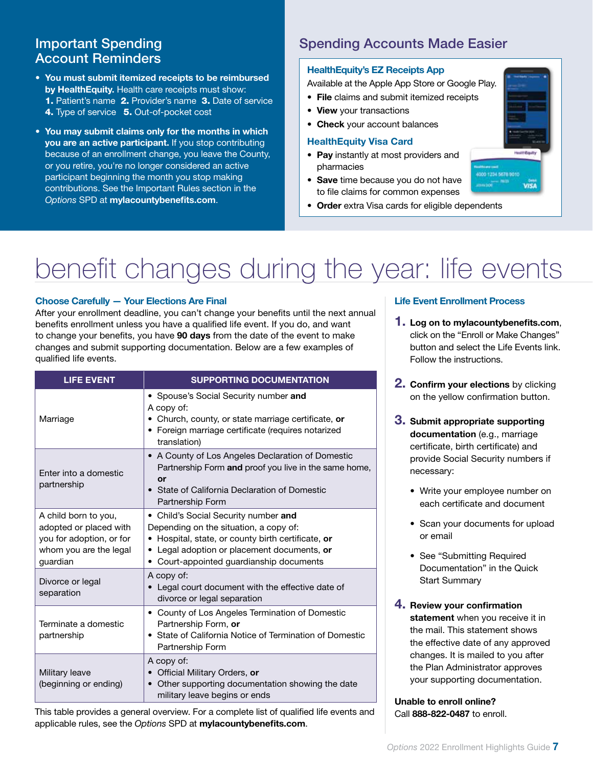## Important Spending Account Reminders

- **You must submit itemized receipts to be reimbursed by HealthEquity.** Health care receipts must show: **1.** Patient's name **2.** Provider's name **3.** Date of service **4.** Type of service **5.** Out-of-pocket cost
- **You may submit claims only for the months in which you are an active participant.** If you stop contributing because of an enrollment change, you leave the County, or you retire, you're no longer considered an active participant beginning the month you stop making contributions. See the Important Rules section in the *Options* SPD at **mylacountybenefits.com**.

## Spending Accounts Made Easier

### HealthEquity's EZ Receipts App

Available at the Apple App Store or Google Play.

- **File** claims and submit itemized receipts
- **View** your transactions
- **Check** your account balances

### HealthEquity Visa Card

- **Pay** instantly at most providers and pharmacies
- **Save** time because you do not have to file claims for common expenses
- **Order** extra Visa cards for eligible dependents

# benefit changes during the year: life events

### Choose Carefully — Your Elections Are Final

After your enrollment deadline, you can't change your benefits until the next annual benefits enrollment unless you have a qualified life event. If you do, and want to change your benefits, you have **90 days** from the date of the event to make changes and submit supporting documentation. Below are a few examples of qualified life events.

| LIFE EVENT | SUPPORTING DOCUMENTATION |
|---|---|
| Marriage | • Spouse's Social Security number **and**<br>A copy of:<br>• Church, county, or state marriage certificate, **or**<br>• Foreign marriage certificate (requires notarized translation) |
| Enter into a domestic partnership | • A County of Los Angeles Declaration of Domestic Partnership Form **and** proof you live in the same home, **or**<br>• State of California Declaration of Domestic Partnership Form |
| A child born to you, adopted or placed with you for adoption, or for whom you are the legal guardian | • Child's Social Security number **and**<br>Depending on the situation, a copy of:<br>• Hospital, state, or county birth certificate, **or**<br>• Legal adoption or placement documents, **or**<br>• Court-appointed guardianship documents |
| Divorce or legal separation | A copy of:<br>• Legal court document with the effective date of divorce or legal separation |
| Terminate a domestic partnership | • County of Los Angeles Termination of Domestic Partnership Form, **or**<br>• State of California Notice of Termination of Domestic Partnership Form |
| Military leave (beginning or ending) | A copy of:<br>• Official Military Orders, **or**<br>• Other supporting documentation showing the date military leave begins or ends |

This table provides a general overview. For a complete list of qualified life events and applicable rules, see the *Options* SPD at **mylacountybenefits.com**.

### Life Event Enrollment Process

1. **Log on to mylacountybenefits.com**, click on the "Enroll or Make Changes" button and select the Life Events link. Follow the instructions.
2. **Confirm your elections** by clicking on the yellow confirmation button.
3. **Submit appropriate supporting documentation** (e.g., marriage certificate, birth certificate) and provide Social Security numbers if necessary:
   - Write your employee number on each certificate and document
   - Scan your documents for upload or email
   - See "Submitting Required Documentation" in the Quick Start Summary
4. **Review your confirmation statement** when you receive it in the mail. This statement shows the effective date of any approved changes. It is mailed to you after the Plan Administrator approves your supporting documentation.

**Unable to enroll online?**
Call **888-822-0487** to enroll.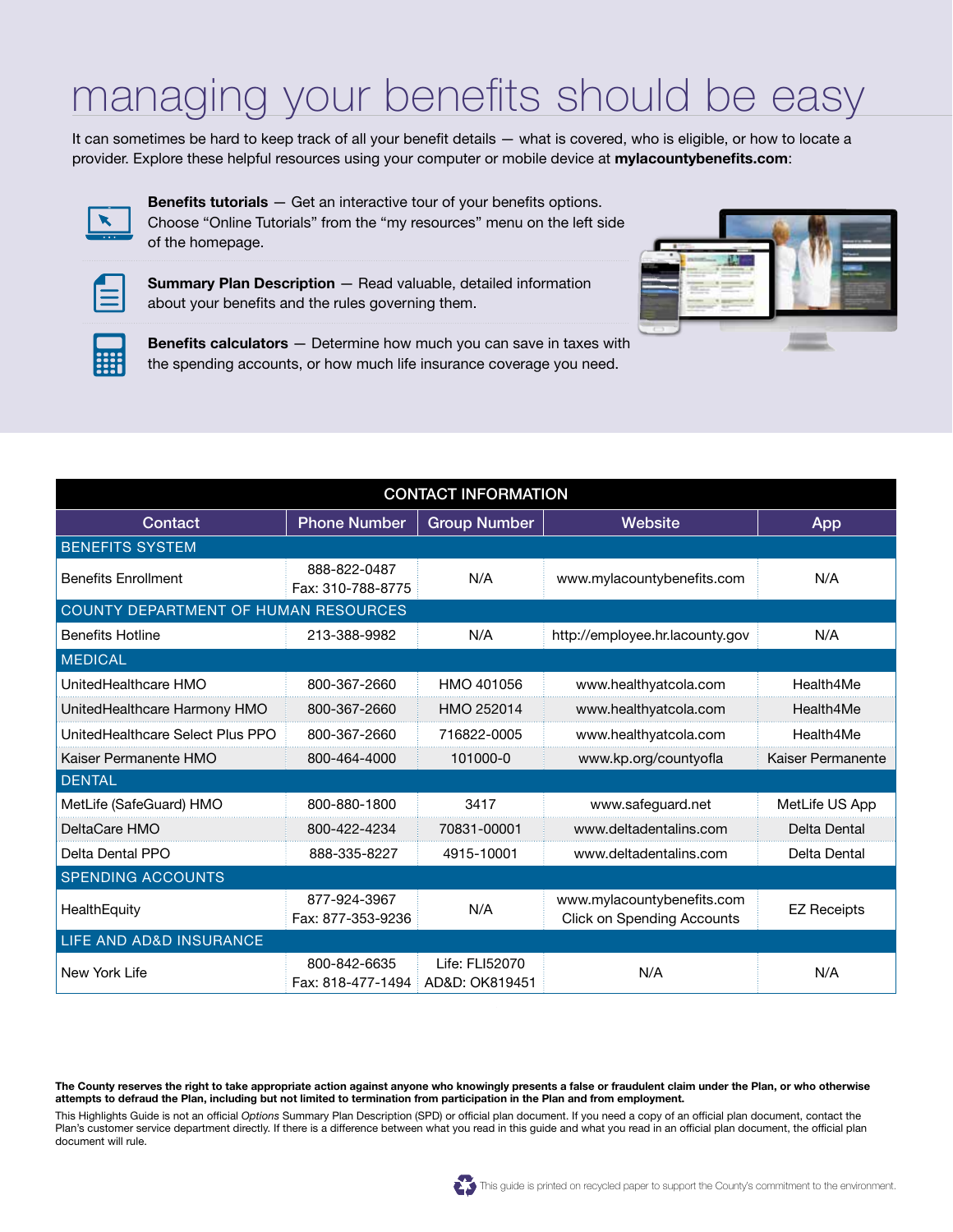# managing your benefits should be easy

It can sometimes be hard to keep track of all your benefit details — what is covered, who is eligible, or how to locate a provider. Explore these helpful resources using your computer or mobile device at **mylacountybenefits.com**:

**Benefits tutorials** — Get an interactive tour of your benefits options. Choose "Online Tutorials" from the "my resources" menu on the left side of the homepage.

**Summary Plan Description** — Read valuable, detailed information about your benefits and the rules governing them.

**Benefits calculators** — Determine how much you can save in taxes with the spending accounts, or how much life insurance coverage you need.

## CONTACT INFORMATION

| Contact | Phone Number | Group Number | Website | App |
|---|---|---|---|---|
| **BENEFITS SYSTEM** | | | | |
| Benefits Enrollment | 888-822-0487<br>Fax: 310-788-8775 | N/A | www.mylacountybenefits.com | N/A |
| **COUNTY DEPARTMENT OF HUMAN RESOURCES** | | | | |
| Benefits Hotline | 213-388-9982 | N/A | http://employee.hr.lacounty.gov | N/A |
| **MEDICAL** | | | | |
| UnitedHealthcare HMO | 800-367-2660 | HMO 401056 | www.healthyatcola.com | Health4Me |
| UnitedHealthcare Harmony HMO | 800-367-2660 | HMO 252014 | www.healthyatcola.com | Health4Me |
| UnitedHealthcare Select Plus PPO | 800-367-2660 | 716822-0005 | www.healthyatcola.com | Health4Me |
| Kaiser Permanente HMO | 800-464-4000 | 101000-0 | www.kp.org/countyofla | Kaiser Permanente |
| **DENTAL** | | | | |
| MetLife (SafeGuard) HMO | 800-880-1800 | 3417 | www.safeguard.net | MetLife US App |
| DeltaCare HMO | 800-422-4234 | 70831-00001 | www.deltadentalins.com | Delta Dental |
| Delta Dental PPO | 888-335-8227 | 4915-10001 | www.deltadentalins.com | Delta Dental |
| **SPENDING ACCOUNTS** | | | | |
| HealthEquity | 877-924-3967<br>Fax: 877-353-9236 | N/A | www.mylacountybenefits.com<br>Click on Spending Accounts | EZ Receipts |
| **LIFE AND AD&D INSURANCE** | | | | |
| New York Life | 800-842-6635<br>Fax: 818-477-1494 | Life: FLI52070<br>AD&D: OK819451 | N/A | N/A |

**The County reserves the right to take appropriate action against anyone who knowingly presents a false or fraudulent claim under the Plan, or who otherwise attempts to defraud the Plan, including but not limited to termination from participation in the Plan and from employment.**

This Highlights Guide is not an official *Options* Summary Plan Description (SPD) or official plan document. If you need a copy of an official plan document, contact the Plan's customer service department directly. If there is a difference between what you read in this guide and what you read in an official plan document, the official plan document will rule.

This guide is printed on recycled paper to support the County's commitment to the environment.